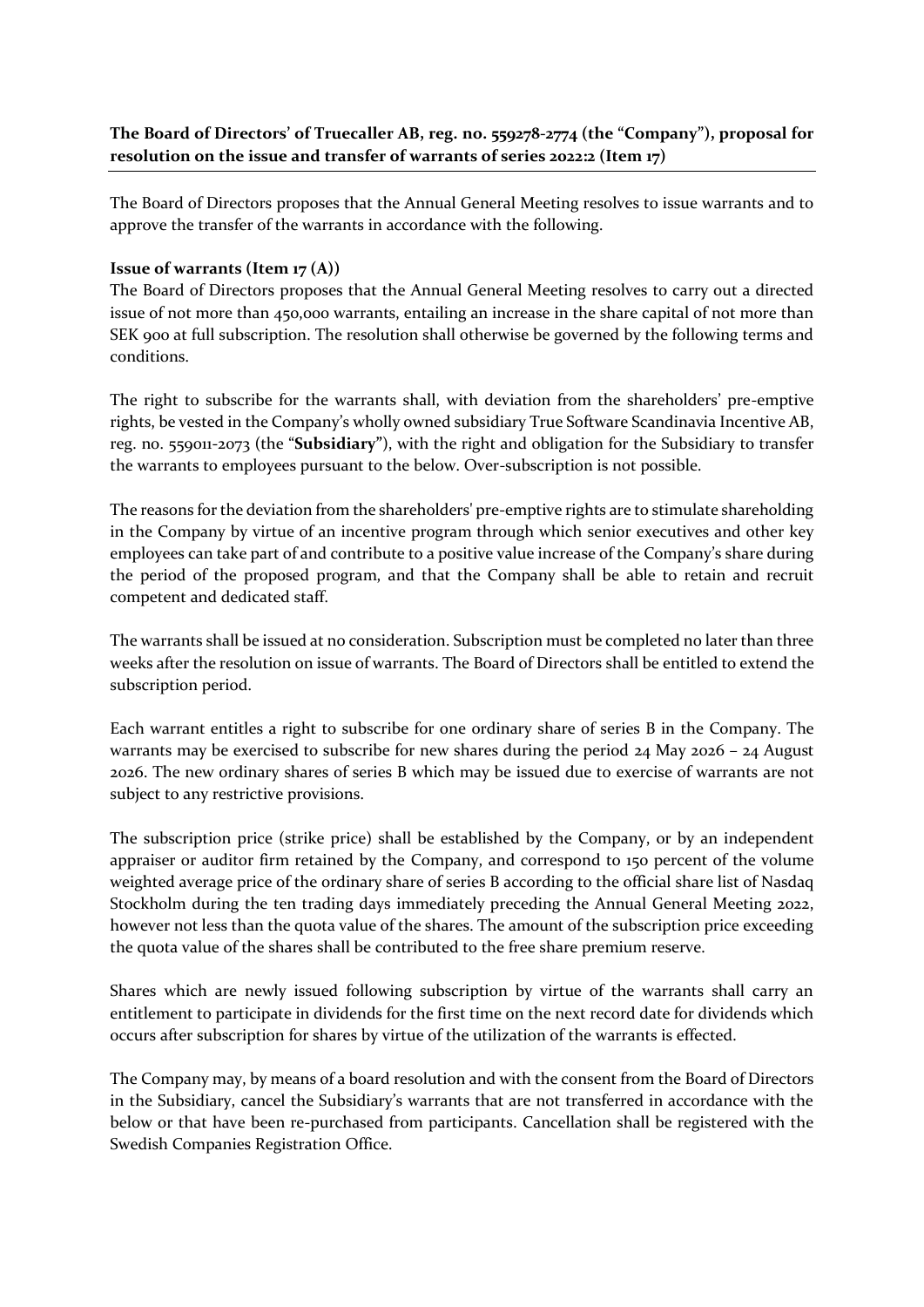**The Board of Directors' of Truecaller AB, reg. no. 559278-2774 (the "Company"), proposal for resolution on the issue and transfer of warrants of series 2022:2 (Item 17)**

The Board of Directors proposes that the Annual General Meeting resolves to issue warrants and to approve the transfer of the warrants in accordance with the following.

**Issue of warrants (Item 17 (A))**

The Board of Directors proposes that the Annual General Meeting resolves to carry out a directed issue of not more than 450,000 warrants, entailing an increase in the share capital of not more than SEK 900 at full subscription. The resolution shall otherwise be governed by the following terms and conditions.

The right to subscribe for the warrants shall, with deviation from the shareholders' pre-emptive rights, be vested in the Company's wholly owned subsidiary True Software Scandinavia Incentive AB, reg. no. 559011-2073 (the "**Subsidiary**"), with the right and obligation for the Subsidiary to transfer the warrants to employees pursuant to the below. Over-subscription is not possible.

The reasons for the deviation from the shareholders' pre-emptive rights are to stimulate shareholding in the Company by virtue of an incentive program through which senior executives and other key employees can take part of and contribute to a positive value increase of the Company's share during the period of the proposed program, and that the Company shall be able to retain and recruit competent and dedicated staff.

The warrants shall be issued at no consideration. Subscription must be completed no later than three weeks after the resolution on issue of warrants. The Board of Directors shall be entitled to extend the subscription period.

Each warrant entitles a right to subscribe for one ordinary share of series B in the Company. The warrants may be exercised to subscribe for new shares during the period 24 May 2026 – 24 August 2026. The new ordinary shares of series B which may be issued due to exercise of warrants are not subject to any restrictive provisions.

The subscription price (strike price) shall be established by the Company, or by an independent appraiser or auditor firm retained by the Company, and correspond to 150 percent of the volume weighted average price of the ordinary share of series B according to the official share list of Nasdaq Stockholm during the ten trading days immediately preceding the Annual General Meeting 2022, however not less than the quota value of the shares. The amount of the subscription price exceeding the quota value of the shares shall be contributed to the free share premium reserve.

Shares which are newly issued following subscription by virtue of the warrants shall carry an entitlement to participate in dividends for the first time on the next record date for dividends which occurs after subscription for shares by virtue of the utilization of the warrants is effected.

The Company may, by means of a board resolution and with the consent from the Board of Directors in the Subsidiary, cancel the Subsidiary's warrants that are not transferred in accordance with the below or that have been re-purchased from participants. Cancellation shall be registered with the Swedish Companies Registration Office.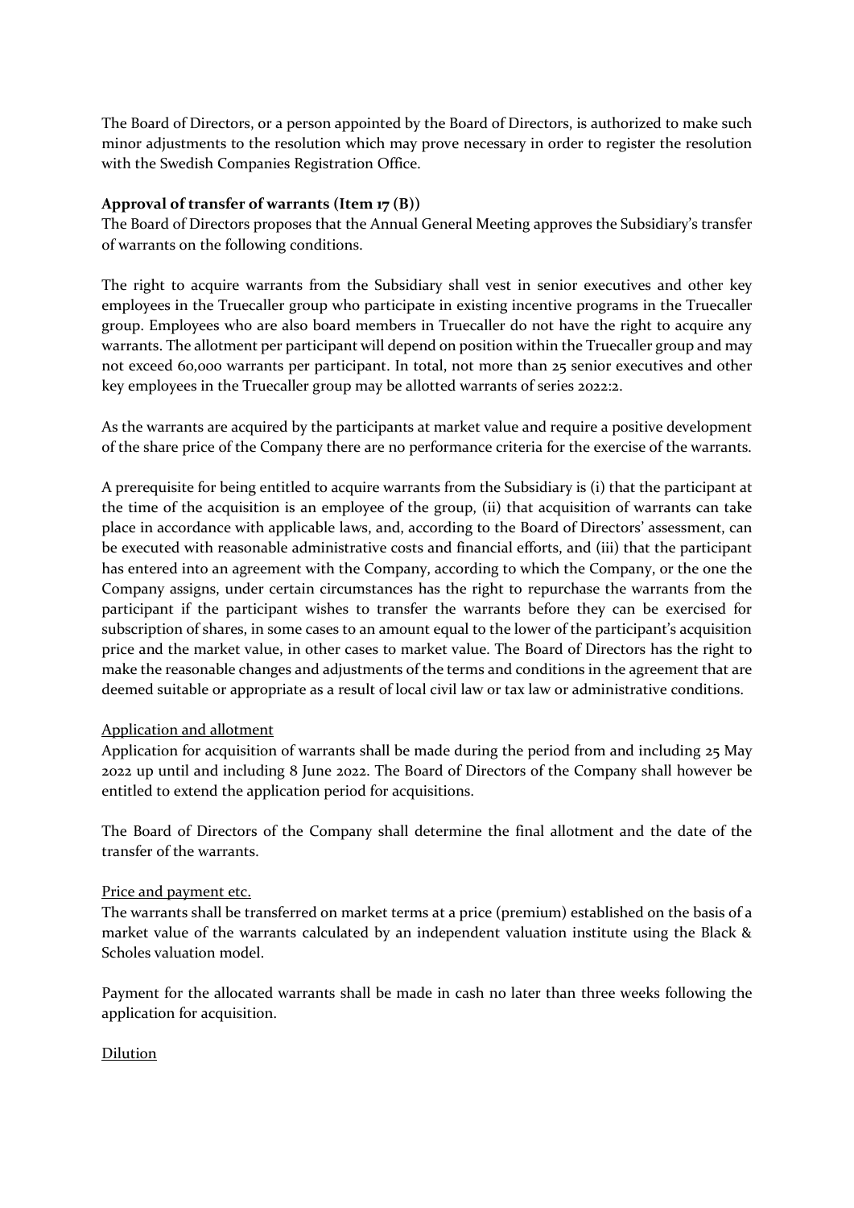The Board of Directors, or a person appointed by the Board of Directors, is authorized to make such minor adjustments to the resolution which may prove necessary in order to register the resolution with the Swedish Companies Registration Office.

**Approval of transfer of warrants (Item 17 (B))**

The Board of Directors proposes that the Annual General Meeting approves the Subsidiary's transfer of warrants on the following conditions.

The right to acquire warrants from the Subsidiary shall vest in senior executives and other key employees in the Truecaller group who participate in existing incentive programs in the Truecaller group. Employees who are also board members in Truecaller do not have the right to acquire any warrants. The allotment per participant will depend on position within the Truecaller group and may not exceed 60,000 warrants per participant. In total, not more than 25 senior executives and other key employees in the Truecaller group may be allotted warrants of series 2022:2.

As the warrants are acquired by the participants at market value and require a positive development of the share price of the Company there are no performance criteria for the exercise of the warrants.

A prerequisite for being entitled to acquire warrants from the Subsidiary is (i) that the participant at the time of the acquisition is an employee of the group, (ii) that acquisition of warrants can take place in accordance with applicable laws, and, according to the Board of Directors' assessment, can be executed with reasonable administrative costs and financial efforts, and (iii) that the participant has entered into an agreement with the Company, according to which the Company, or the one the Company assigns, under certain circumstances has the right to repurchase the warrants from the participant if the participant wishes to transfer the warrants before they can be exercised for subscription of shares, in some cases to an amount equal to the lower of the participant's acquisition price and the market value, in other cases to market value. The Board of Directors has the right to make the reasonable changes and adjustments of the terms and conditions in the agreement that are deemed suitable or appropriate as a result of local civil law or tax law or administrative conditions.

Application and allotment

Application for acquisition of warrants shall be made during the period from and including 25 May 2022 up until and including 8 June 2022. The Board of Directors of the Company shall however be entitled to extend the application period for acquisitions.

The Board of Directors of the Company shall determine the final allotment and the date of the transfer of the warrants.

Price and payment etc.

The warrants shall be transferred on market terms at a price (premium) established on the basis of a market value of the warrants calculated by an independent valuation institute using the Black & Scholes valuation model.

Payment for the allocated warrants shall be made in cash no later than three weeks following the application for acquisition.

Dilution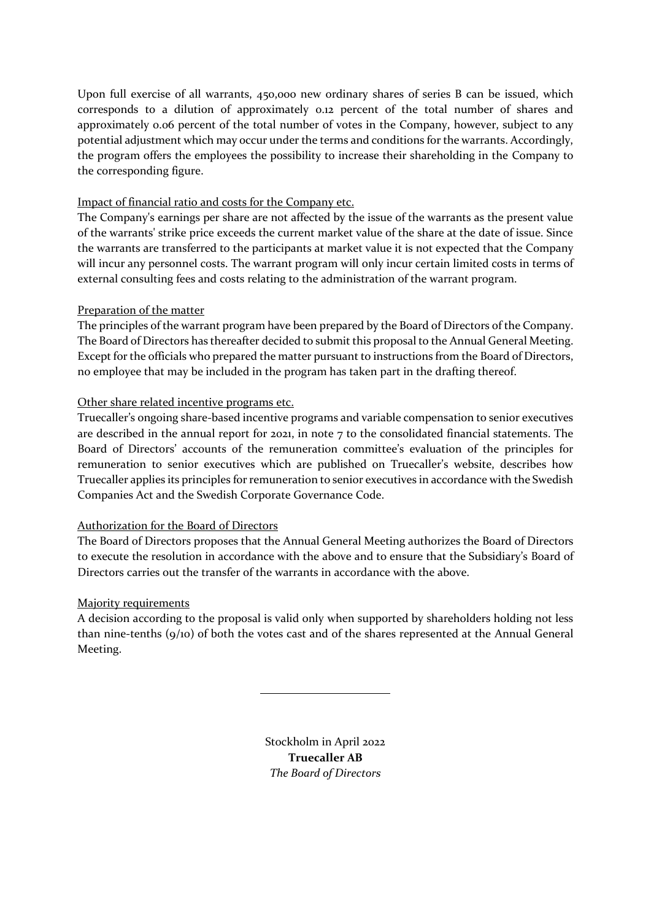Upon full exercise of all warrants, 450,000 new ordinary shares of series B can be issued, which corresponds to a dilution of approximately 0.12 percent of the total number of shares and approximately 0.06 percent of the total number of votes in the Company, however, subject to any potential adjustment which may occur under the terms and conditions for the warrants. Accordingly, the program offers the employees the possibility to increase their shareholding in the Company to the corresponding figure.

Impact of financial ratio and costs for the Company etc.

The Company's earnings per share are not affected by the issue of the warrants as the present value of the warrants' strike price exceeds the current market value of the share at the date of issue. Since the warrants are transferred to the participants at market value it is not expected that the Company will incur any personnel costs. The warrant program will only incur certain limited costs in terms of external consulting fees and costs relating to the administration of the warrant program.

Preparation of the matter

The principles of the warrant program have been prepared by the Board of Directors of the Company. The Board of Directors has thereafter decided to submit this proposal to the Annual General Meeting. Except for the officials who prepared the matter pursuant to instructions from the Board of Directors, no employee that may be included in the program has taken part in the drafting thereof.

Other share related incentive programs etc.

Truecaller's ongoing share-based incentive programs and variable compensation to senior executives are described in the annual report for 2021, in note 7 to the consolidated financial statements. The Board of Directors' accounts of the remuneration committee's evaluation of the principles for remuneration to senior executives which are published on Truecaller's website, describes how Truecaller applies its principles for remuneration to senior executives in accordance with the Swedish Companies Act and the Swedish Corporate Governance Code.

Authorization for the Board of Directors

The Board of Directors proposes that the Annual General Meeting authorizes the Board of Directors to execute the resolution in accordance with the above and to ensure that the Subsidiary's Board of Directors carries out the transfer of the warrants in accordance with the above.

Majority requirements

A decision according to the proposal is valid only when supported by shareholders holding not less than nine-tenths (9/10) of both the votes cast and of the shares represented at the Annual General Meeting.

---

Stockholm in April 2022

**Truecaller AB**

*The Board of Directors*